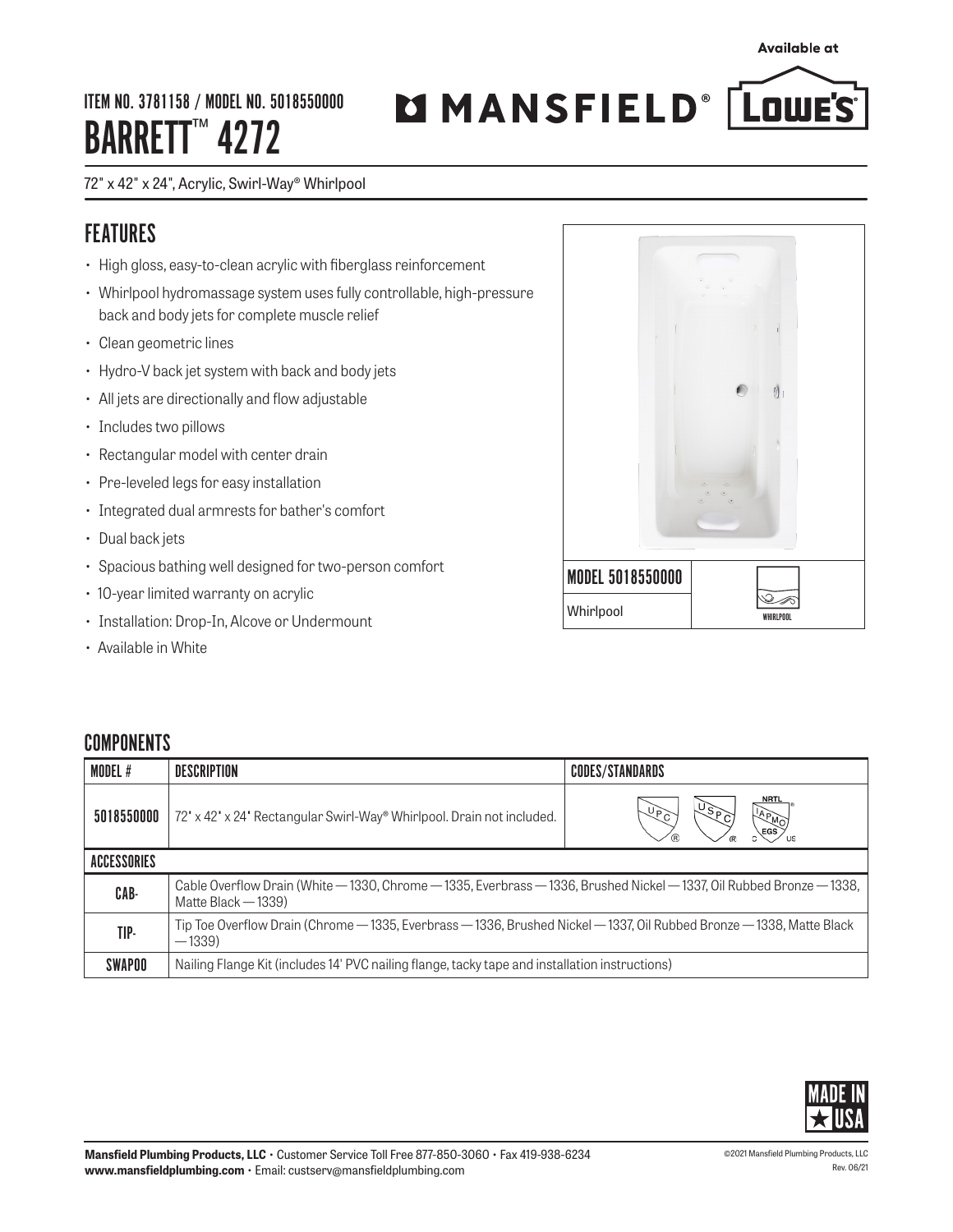Available at

# ITEM NO. 3781158 / MODEL NO. 5018550000

# BARRETT™ 4272

MANSFIELD® LOWE'S

72" x 42" x 24", Acrylic, Swirl-Way® Whirlpool

## FEATURES

- High gloss, easy-to-clean acrylic with fiberglass reinforcement
- Whirlpool hydromassage system uses fully controllable, high-pressure back and body jets for complete muscle relief
- Clean geometric lines
- Hydro-V back jet system with back and body jets
- All jets are directionally and flow adjustable
- Includes two pillows
- Rectangular model with center drain
- Pre-leveled legs for easy installation
- Integrated dual armrests for bather's comfort
- Dual back jets
- Spacious bathing well designed for two-person comfort
- 10-year limited warranty on acrylic
- Installation: Drop-In, Alcove or Undermount
- Available in White

MODEL 5018550000

Whirlpool

WHIRLPOOL

## COMPONENTS

| MODEL # | DESCRIPTION | CODES/STANDARDS |
|---|---|---|
| 5018550000 | 72" x 42" x 24" Rectangular Swirl-Way® Whirlpool. Drain not included. | UPC, USPC, NRTL IAPMO EGS C US |
| **ACCESSORIES** | | |
| CAB- | Cable Overflow Drain (White — 1330, Chrome — 1335, Everbrass — 1336, Brushed Nickel — 1337, Oil Rubbed Bronze — 1338, Matte Black — 1339) | |
| TIP- | Tip Toe Overflow Drain (Chrome — 1335, Everbrass — 1336, Brushed Nickel — 1337, Oil Rubbed Bronze — 1338, Matte Black — 1339) | |
| SWAP00 | Nailing Flange Kit (includes 14' PVC nailing flange, tacky tape and installation instructions) | |

MADE IN USA

**Mansfield Plumbing Products, LLC** • Customer Service Toll Free 877-850-3060 • Fax 419-938-6234
**www.mansfieldplumbing.com** • Email: custserv@mansfieldplumbing.com

©2021 Mansfield Plumbing Products, LLC
Rev. 06/21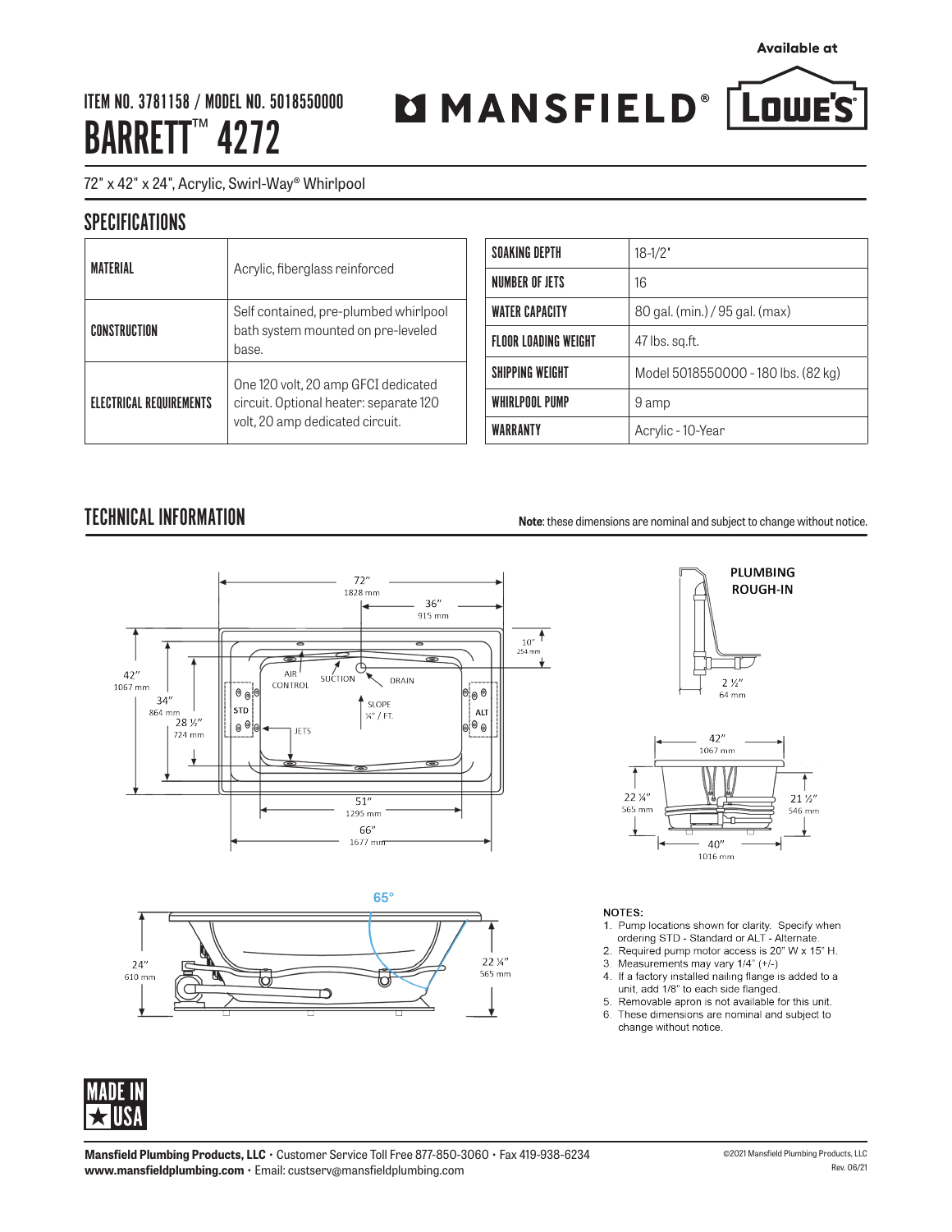Available at

ITEM NO. 3781158 / MODEL NO. 5018550000

# BARRETT™ 4272

MANSFIELD® LOWE'S

72" x 42" x 24", Acrylic, Swirl-Way® Whirlpool

## SPECIFICATIONS

| | |
|---|---|
| MATERIAL | Acrylic, fiberglass reinforced |
| CONSTRUCTION | Self contained, pre-plumbed whirlpool bath system mounted on pre-leveled base. |
| ELECTRICAL REQUIREMENTS | One 120 volt, 20 amp GFCI dedicated circuit. Optional heater: separate 120 volt, 20 amp dedicated circuit. |

| | |
|---|---|
| SOAKING DEPTH | 18-1/2" |
| NUMBER OF JETS | 16 |
| WATER CAPACITY | 80 gal. (min.) / 95 gal. (max) |
| FLOOR LOADING WEIGHT | 47 lbs. sq.ft. |
| SHIPPING WEIGHT | Model 5018550000 - 180 lbs. (82 kg) |
| WHIRLPOOL PUMP | 9 amp |
| WARRANTY | Acrylic - 10-Year |

## TECHNICAL INFORMATION

**Note**: these dimensions are nominal and subject to change without notice.

72" 1828 mm
36" 915 mm
10" 254 mm
42" 1067 mm
34" 864 mm
28 ½" 724 mm
AIR CONTROL
SUCTION
DRAIN
SLOPE ¼" / FT.
STD
ALT
JETS
51" 1295 mm
66" 1677 mm

PLUMBING ROUGH-IN
2 ½" 64 mm
42" 1067 mm
22 ¼" 565 mm
21 ½" 546 mm
40" 1016 mm

65°
24" 610 mm
22 ¼" 565 mm

NOTES:

1. Pump locations shown for clarity. Specify when ordering STD - Standard or ALT - Alternate.
2. Required pump motor access is 20" W x 15" H.
3. Measurements may vary 1/4" (+/-)
4. If a factory installed nailing flange is added to a unit, add 1/8" to each side flanged.
5. Removable apron is not available for this unit.
6. These dimensions are nominal and subject to change without notice.

MADE IN USA

**Mansfield Plumbing Products, LLC** • Customer Service Toll Free 877-850-3060 • Fax 419-938-6234
**www.mansfieldplumbing.com** • Email: custserv@mansfieldplumbing.com

©2021 Mansfield Plumbing Products, LLC
Rev. 06/21